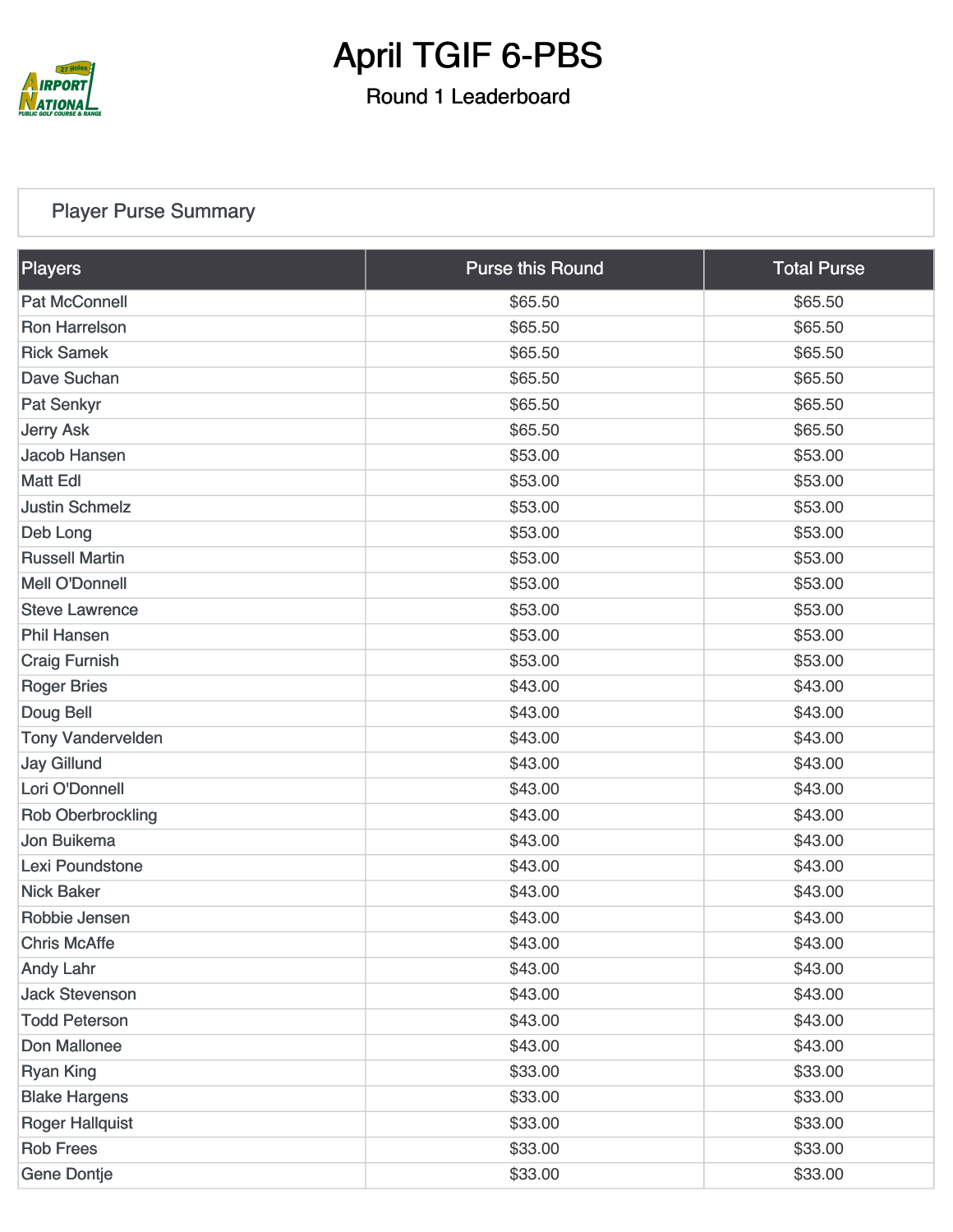# April TGIF 6-PBS

## Round 1 Leaderboard

### Player Purse Summary

| Players | Purse this Round | Total Purse |
|---|---|---|
| Pat McConnell | $65.50 | $65.50 |
| Ron Harrelson | $65.50 | $65.50 |
| Rick Samek | $65.50 | $65.50 |
| Dave Suchan | $65.50 | $65.50 |
| Pat Senkyr | $65.50 | $65.50 |
| Jerry Ask | $65.50 | $65.50 |
| Jacob Hansen | $53.00 | $53.00 |
| Matt Edl | $53.00 | $53.00 |
| Justin Schmelz | $53.00 | $53.00 |
| Deb Long | $53.00 | $53.00 |
| Russell Martin | $53.00 | $53.00 |
| Mell O'Donnell | $53.00 | $53.00 |
| Steve Lawrence | $53.00 | $53.00 |
| Phil Hansen | $53.00 | $53.00 |
| Craig Furnish | $53.00 | $53.00 |
| Roger Bries | $43.00 | $43.00 |
| Doug Bell | $43.00 | $43.00 |
| Tony Vandervelden | $43.00 | $43.00 |
| Jay Gillund | $43.00 | $43.00 |
| Lori O'Donnell | $43.00 | $43.00 |
| Rob Oberbrockling | $43.00 | $43.00 |
| Jon Buikema | $43.00 | $43.00 |
| Lexi Poundstone | $43.00 | $43.00 |
| Nick Baker | $43.00 | $43.00 |
| Robbie Jensen | $43.00 | $43.00 |
| Chris McAffe | $43.00 | $43.00 |
| Andy Lahr | $43.00 | $43.00 |
| Jack Stevenson | $43.00 | $43.00 |
| Todd Peterson | $43.00 | $43.00 |
| Don Mallonee | $43.00 | $43.00 |
| Ryan King | $33.00 | $33.00 |
| Blake Hargens | $33.00 | $33.00 |
| Roger Hallquist | $33.00 | $33.00 |
| Rob Frees | $33.00 | $33.00 |
| Gene Dontje | $33.00 | $33.00 |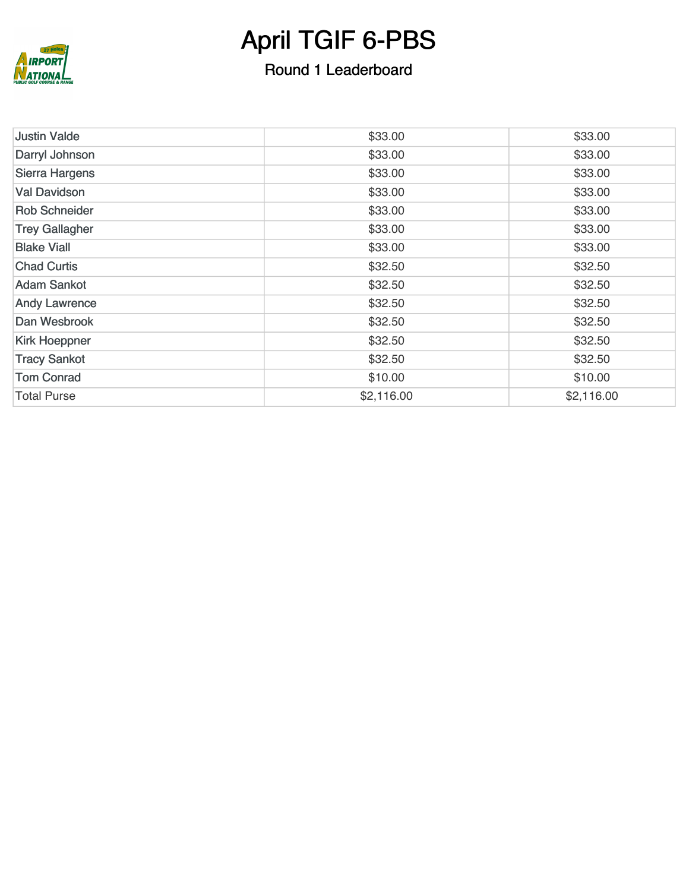# April TGIF 6-PBS

## Round 1 Leaderboard

| | | |
|---|---|---|
| Justin Valde | $33.00 | $33.00 |
| Darryl Johnson | $33.00 | $33.00 |
| Sierra Hargens | $33.00 | $33.00 |
| Val Davidson | $33.00 | $33.00 |
| Rob Schneider | $33.00 | $33.00 |
| Trey Gallagher | $33.00 | $33.00 |
| Blake Viall | $33.00 | $33.00 |
| Chad Curtis | $32.50 | $32.50 |
| Adam Sankot | $32.50 | $32.50 |
| Andy Lawrence | $32.50 | $32.50 |
| Dan Wesbrook | $32.50 | $32.50 |
| Kirk Hoeppner | $32.50 | $32.50 |
| Tracy Sankot | $32.50 | $32.50 |
| Tom Conrad | $10.00 | $10.00 |
| Total Purse | $2,116.00 | $2,116.00 |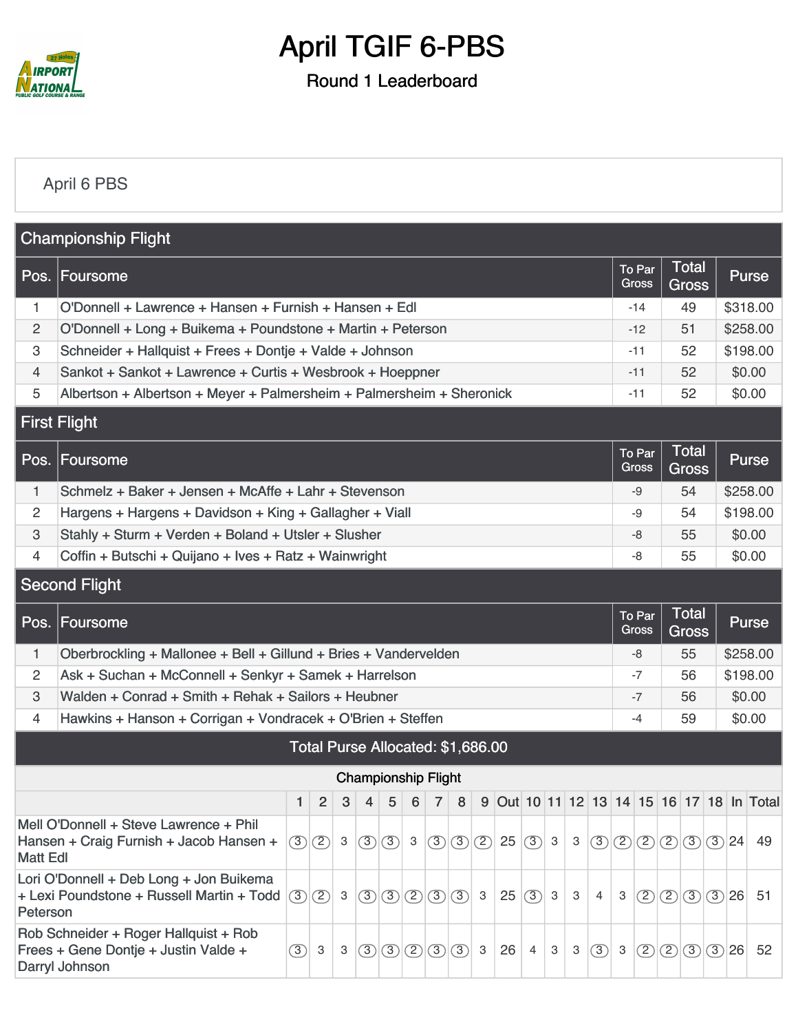# April TGIF 6-PBS

## Round 1 Leaderboard

April 6 PBS

### Championship Flight

| Pos. | Foursome | To Par Gross | Total Gross | Purse |
|---|---|---|---|---|
| 1 | O'Donnell + Lawrence + Hansen + Furnish + Hansen + Edl | -14 | 49 | $318.00 |
| 2 | O'Donnell + Long + Buikema + Poundstone + Martin + Peterson | -12 | 51 | $258.00 |
| 3 | Schneider + Hallquist + Frees + Dontje + Valde + Johnson | -11 | 52 | $198.00 |
| 4 | Sankot + Sankot + Lawrence + Curtis + Wesbrook + Hoeppner | -11 | 52 | $0.00 |
| 5 | Albertson + Albertson + Meyer + Palmersheim + Palmersheim + Sheronick | -11 | 52 | $0.00 |

### First Flight

| Pos. | Foursome | To Par Gross | Total Gross | Purse |
|---|---|---|---|---|
| 1 | Schmelz + Baker + Jensen + McAffe + Lahr + Stevenson | -9 | 54 | $258.00 |
| 2 | Hargens + Hargens + Davidson + King + Gallagher + Viall | -9 | 54 | $198.00 |
| 3 | Stahly + Sturm + Verden + Boland + Utsler + Slusher | -8 | 55 | $0.00 |
| 4 | Coffin + Butschi + Quijano + Ives + Ratz + Wainwright | -8 | 55 | $0.00 |

### Second Flight

| Pos. | Foursome | To Par Gross | Total Gross | Purse |
|---|---|---|---|---|
| 1 | Oberbrockling + Mallonee + Bell + Gillund + Bries + Vandervelden | -8 | 55 | $258.00 |
| 2 | Ask + Suchan + McConnell + Senkyr + Samek + Harrelson | -7 | 56 | $198.00 |
| 3 | Walden + Conrad + Smith + Rehak + Sailors + Heubner | -7 | 56 | $0.00 |
| 4 | Hawkins + Hanson + Corrigan + Vondracek + O'Brien + Steffen | -4 | 59 | $0.00 |

Total Purse Allocated: $1,686.00

### Championship Flight

| | 1 | 2 | 3 | 4 | 5 | 6 | 7 | 8 | 9 | Out | 10 | 11 | 12 | 13 | 14 | 15 | 16 | 17 | 18 | In | Total |
|---|---|---|---|---|---|---|---|---|---|---|---|---|---|---|---|---|---|---|---|---|---|
| Mell O'Donnell + Steve Lawrence + Phil Hansen + Craig Furnish + Jacob Hansen + Matt Edl | 3 | 2 | 3 | 3 | 3 | 3 | 3 | 3 | 2 | 25 | 3 | 3 | 3 | 3 | 2 | 2 | 2 | 3 | 3 | 24 | 49 |
| Lori O'Donnell + Deb Long + Jon Buikema + Lexi Poundstone + Russell Martin + Todd Peterson | 3 | 2 | 3 | 3 | 3 | 2 | 3 | 3 | 3 | 25 | 3 | 3 | 3 | 4 | 3 | 2 | 2 | 3 | 3 | 26 | 51 |
| Rob Schneider + Roger Hallquist + Rob Frees + Gene Dontje + Justin Valde + Darryl Johnson | 3 | 3 | 3 | 3 | 3 | 2 | 3 | 3 | 3 | 26 | 4 | 3 | 3 | 3 | 3 | 2 | 2 | 3 | 3 | 26 | 52 |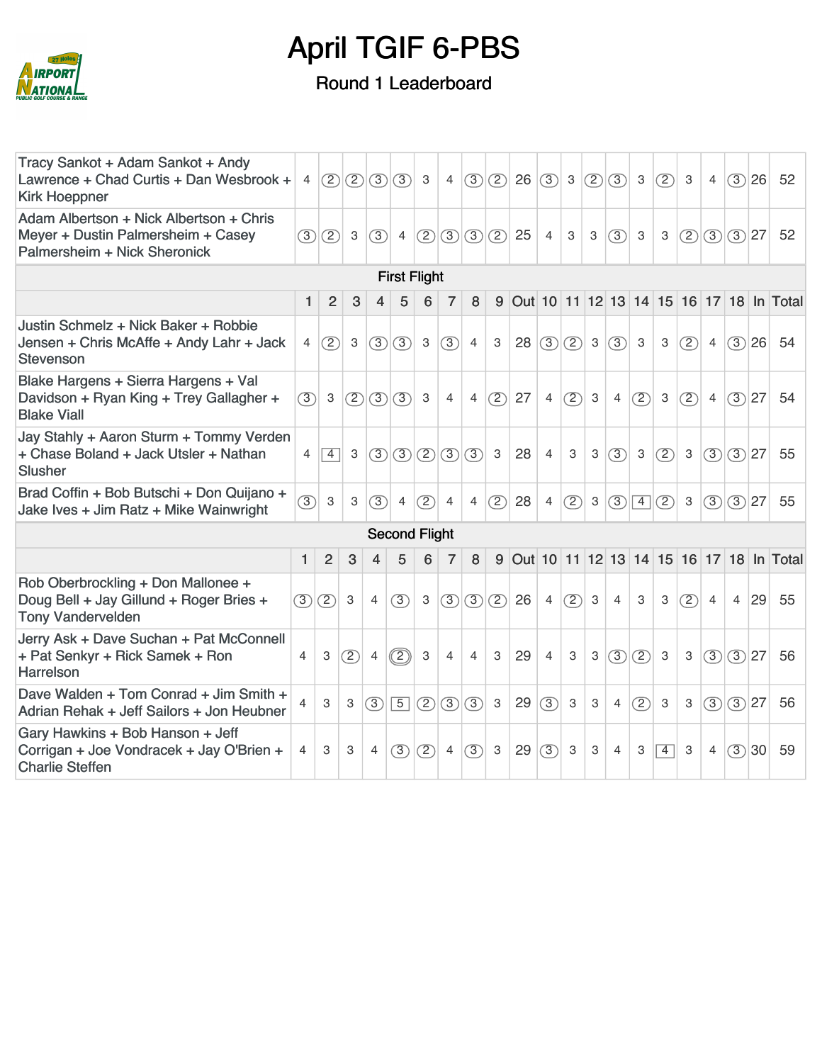# April TGIF 6-PBS

## Round 1 Leaderboard

| Team | 1 | 2 | 3 | 4 | 5 | 6 | 7 | 8 | 9 | Out | 10 | 11 | 12 | 13 | 14 | 15 | 16 | 17 | 18 | In | Total |
|---|---|---|---|---|---|---|---|---|---|---|---|---|---|---|---|---|---|---|---|---|---|
| Tracy Sankot + Adam Sankot + Andy Lawrence + Chad Curtis + Dan Wesbrook + Kirk Hoeppner | 4 | 2 | 2 | 3 | 3 | 3 | 4 | 3 | 2 | 26 | 3 | 3 | 2 | 3 | 3 | 2 | 3 | 4 | 3 | 26 | 52 |
| Adam Albertson + Nick Albertson + Chris Meyer + Dustin Palmersheim + Casey Palmersheim + Nick Sheronick | 3 | 2 | 3 | 3 | 4 | 2 | 3 | 3 | 2 | 25 | 4 | 3 | 3 | 3 | 3 | 3 | 2 | 3 | 3 | 27 | 52 |
| **First Flight** | | | | | | | | | | | | | | | | | | | | | |
| Justin Schmelz + Nick Baker + Robbie Jensen + Chris McAffe + Andy Lahr + Jack Stevenson | 4 | 2 | 3 | 3 | 3 | 3 | 3 | 4 | 3 | 28 | 3 | 2 | 3 | 3 | 3 | 3 | 2 | 4 | 3 | 26 | 54 |
| Blake Hargens + Sierra Hargens + Val Davidson + Ryan King + Trey Gallagher + Blake Viall | 3 | 3 | 2 | 3 | 3 | 3 | 4 | 4 | 2 | 27 | 4 | 2 | 3 | 4 | 2 | 3 | 2 | 4 | 3 | 27 | 54 |
| Jay Stahly + Aaron Sturm + Tommy Verden + Chase Boland + Jack Utsler + Nathan Slusher | 4 | 4 | 3 | 3 | 3 | 2 | 3 | 3 | 3 | 28 | 4 | 3 | 3 | 3 | 3 | 2 | 3 | 3 | 3 | 27 | 55 |
| Brad Coffin + Bob Butschi + Don Quijano + Jake Ives + Jim Ratz + Mike Wainwright | 3 | 3 | 3 | 3 | 4 | 2 | 4 | 4 | 2 | 28 | 4 | 2 | 3 | 3 | 4 | 2 | 3 | 3 | 3 | 27 | 55 |
| **Second Flight** | | | | | | | | | | | | | | | | | | | | | |
| Rob Oberbrockling + Don Mallonee + Doug Bell + Jay Gillund + Roger Bries + Tony Vandervelden | 3 | 2 | 3 | 4 | 3 | 3 | 3 | 3 | 2 | 26 | 4 | 2 | 3 | 4 | 3 | 3 | 2 | 4 | 4 | 29 | 55 |
| Jerry Ask + Dave Suchan + Pat McConnell + Pat Senkyr + Rick Samek + Ron Harrelson | 4 | 3 | 2 | 4 | 2 | 3 | 4 | 4 | 3 | 29 | 4 | 3 | 3 | 3 | 2 | 3 | 3 | 3 | 3 | 27 | 56 |
| Dave Walden + Tom Conrad + Jim Smith + Adrian Rehak + Jeff Sailors + Jon Heubner | 4 | 3 | 3 | 3 | 5 | 2 | 3 | 3 | 3 | 29 | 3 | 3 | 3 | 4 | 2 | 3 | 3 | 3 | 3 | 27 | 56 |
| Gary Hawkins + Bob Hanson + Jeff Corrigan + Joe Vondracek + Jay O'Brien + Charlie Steffen | 4 | 3 | 3 | 4 | 3 | 2 | 4 | 3 | 3 | 29 | 3 | 3 | 3 | 4 | 3 | 4 | 3 | 4 | 3 | 30 | 59 |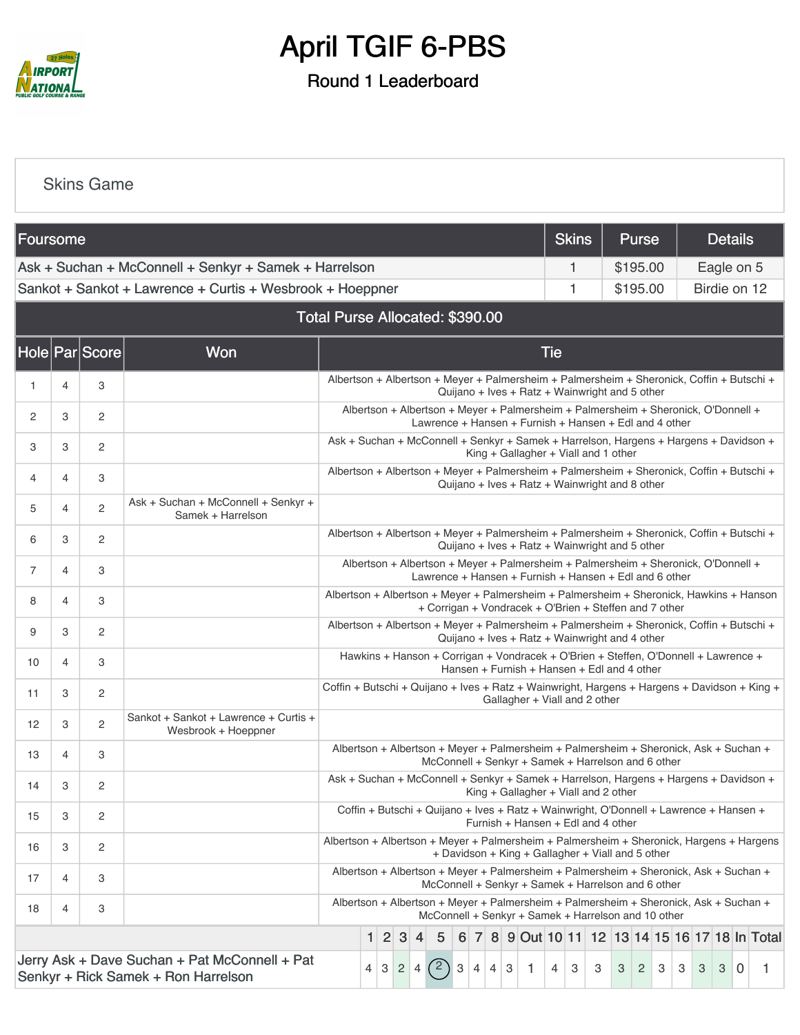# April TGIF 6-PBS

## Round 1 Leaderboard

### Skins Game

| Foursome | Skins | Purse | Details |
|---|---|---|---|
| Ask + Suchan + McConnell + Senkyr + Samek + Harrelson | 1 | $195.00 | Eagle on 5 |
| Sankot + Sankot + Lawrence + Curtis + Wesbrook + Hoeppner | 1 | $195.00 | Birdie on 12 |

**Total Purse Allocated: $390.00**

| Hole | Par | Score | Won | Tie |
|---|---|---|---|---|
| 1 | 4 | 3 | | Albertson + Albertson + Meyer + Palmersheim + Palmersheim + Sheronick, Coffin + Butschi + Quijano + Ives + Ratz + Wainwright and 5 other |
| 2 | 3 | 2 | | Albertson + Albertson + Meyer + Palmersheim + Palmersheim + Sheronick, O'Donnell + Lawrence + Hansen + Furnish + Hansen + Edl and 4 other |
| 3 | 3 | 2 | | Ask + Suchan + McConnell + Senkyr + Samek + Harrelson, Hargens + Hargens + Davidson + King + Gallagher + Viall and 1 other |
| 4 | 4 | 3 | | Albertson + Albertson + Meyer + Palmersheim + Palmersheim + Sheronick, Coffin + Butschi + Quijano + Ives + Ratz + Wainwright and 8 other |
| 5 | 4 | 2 | Ask + Suchan + McConnell + Senkyr + Samek + Harrelson | |
| 6 | 3 | 2 | | Albertson + Albertson + Meyer + Palmersheim + Palmersheim + Sheronick, Coffin + Butschi + Quijano + Ives + Ratz + Wainwright and 5 other |
| 7 | 4 | 3 | | Albertson + Albertson + Meyer + Palmersheim + Palmersheim + Sheronick, O'Donnell + Lawrence + Hansen + Furnish + Hansen + Edl and 6 other |
| 8 | 4 | 3 | | Albertson + Albertson + Meyer + Palmersheim + Palmersheim + Sheronick, Hawkins + Hanson + Corrigan + Vondracek + O'Brien + Steffen and 7 other |
| 9 | 3 | 2 | | Albertson + Albertson + Meyer + Palmersheim + Palmersheim + Sheronick, Coffin + Butschi + Quijano + Ives + Ratz + Wainwright and 4 other |
| 10 | 4 | 3 | | Hawkins + Hanson + Corrigan + Vondracek + O'Brien + Steffen, O'Donnell + Lawrence + Hansen + Furnish + Hansen + Edl and 4 other |
| 11 | 3 | 2 | | Coffin + Butschi + Quijano + Ives + Ratz + Wainwright, Hargens + Hargens + Davidson + King + Gallagher + Viall and 2 other |
| 12 | 3 | 2 | Sankot + Sankot + Lawrence + Curtis + Wesbrook + Hoeppner | |
| 13 | 4 | 3 | | Albertson + Albertson + Meyer + Palmersheim + Palmersheim + Sheronick, Ask + Suchan + McConnell + Senkyr + Samek + Harrelson and 6 other |
| 14 | 3 | 2 | | Ask + Suchan + McConnell + Senkyr + Samek + Harrelson, Hargens + Hargens + Davidson + King + Gallagher + Viall and 2 other |
| 15 | 3 | 2 | | Coffin + Butschi + Quijano + Ives + Ratz + Wainwright, O'Donnell + Lawrence + Hansen + Furnish + Hansen + Edl and 4 other |
| 16 | 3 | 2 | | Albertson + Albertson + Meyer + Palmersheim + Palmersheim + Sheronick, Hargens + Hargens + Davidson + King + Gallagher + Viall and 5 other |
| 17 | 4 | 3 | | Albertson + Albertson + Meyer + Palmersheim + Palmersheim + Sheronick, Ask + Suchan + McConnell + Senkyr + Samek + Harrelson and 6 other |
| 18 | 4 | 3 | | Albertson + Albertson + Meyer + Palmersheim + Palmersheim + Sheronick, Ask + Suchan + McConnell + Senkyr + Samek + Harrelson and 10 other |

| | 1 | 2 | 3 | 4 | 5 | 6 | 7 | 8 | 9 | Out | 10 | 11 | 12 | 13 | 14 | 15 | 16 | 17 | 18 | In | Total |
|---|---|---|---|---|---|---|---|---|---|---|---|---|---|---|---|---|---|---|---|---|---|
| Jerry Ask + Dave Suchan + Pat McConnell + Pat Senkyr + Rick Samek + Ron Harrelson | 4 | 3 | 2 | 4 | 2 | 3 | 4 | 4 | 3 | 1 | 4 | 3 | 3 | 3 | 2 | 3 | 3 | 3 | 3 | 0 | 1 |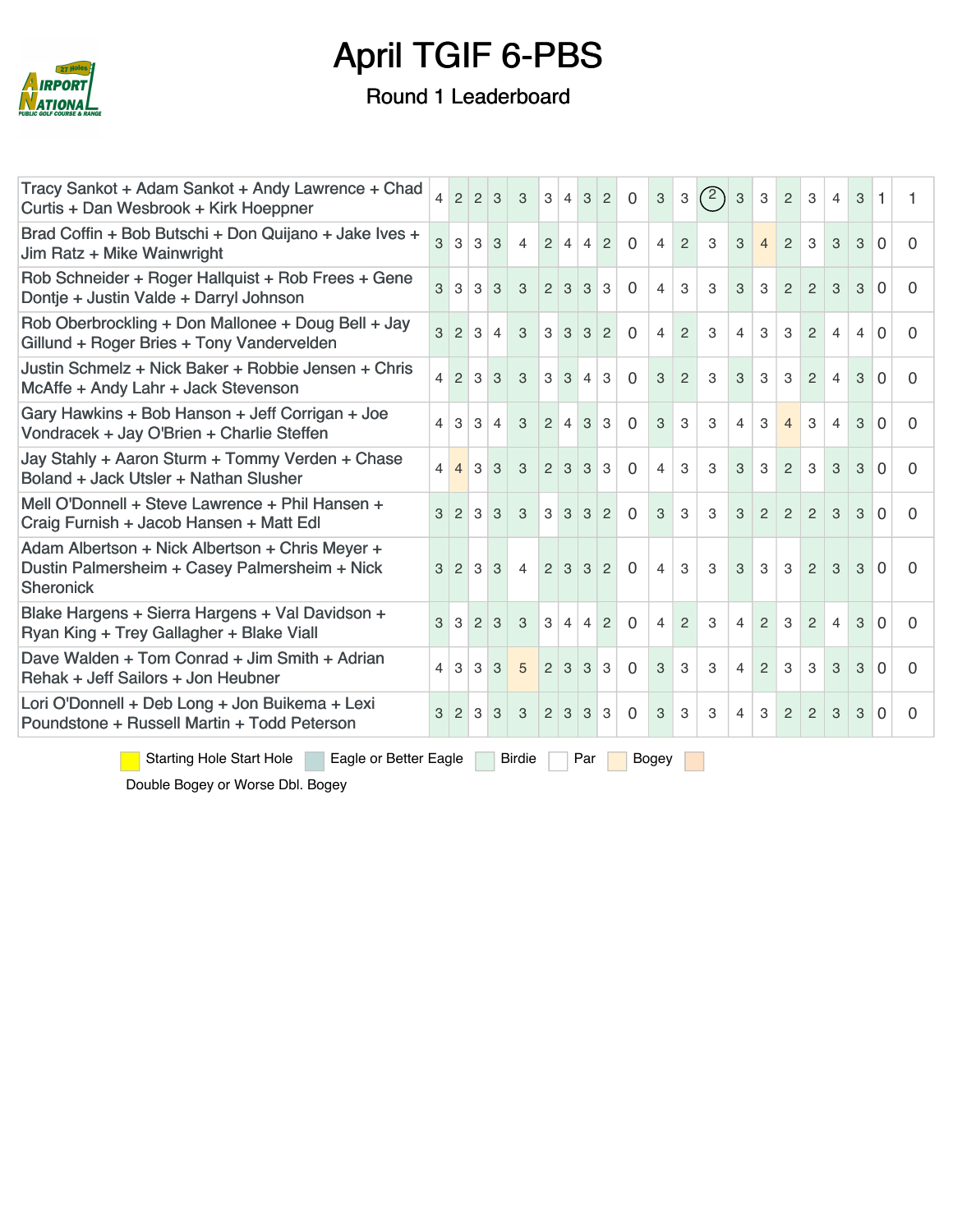# April TGIF 6-PBS

## Round 1 Leaderboard

| Team | | | | | | | | | | | | | | | | | | | | | | |
|---|---|---|---|---|---|---|---|---|---|---|---|---|---|---|---|---|---|---|---|---|---|---|
| Tracy Sankot + Adam Sankot + Andy Lawrence + Chad Curtis + Dan Wesbrook + Kirk Hoeppner | 4 | 2 | 2 | 3 | 3 | 3 | 4 | 3 | 2 | 0 | 3 | 3 | 2 | 3 | 3 | 2 | 3 | 4 | 3 | 1 | 1 |
| Brad Coffin + Bob Butschi + Don Quijano + Jake Ives + Jim Ratz + Mike Wainwright | 3 | 3 | 3 | 3 | 4 | 2 | 4 | 4 | 2 | 0 | 4 | 2 | 3 | 3 | 4 | 2 | 3 | 3 | 3 | 0 | 0 |
| Rob Schneider + Roger Hallquist + Rob Frees + Gene Dontje + Justin Valde + Darryl Johnson | 3 | 3 | 3 | 3 | 3 | 2 | 3 | 3 | 3 | 0 | 4 | 3 | 3 | 3 | 3 | 2 | 2 | 3 | 3 | 0 | 0 |
| Rob Oberbrockling + Don Mallonee + Doug Bell + Jay Gillund + Roger Bries + Tony Vandervelden | 3 | 2 | 3 | 4 | 3 | 3 | 3 | 3 | 2 | 0 | 4 | 2 | 3 | 4 | 3 | 3 | 2 | 4 | 4 | 0 | 0 |
| Justin Schmelz + Nick Baker + Robbie Jensen + Chris McAffe + Andy Lahr + Jack Stevenson | 4 | 2 | 3 | 3 | 3 | 3 | 3 | 4 | 3 | 0 | 3 | 2 | 3 | 3 | 3 | 3 | 2 | 4 | 3 | 0 | 0 |
| Gary Hawkins + Bob Hanson + Jeff Corrigan + Joe Vondracek + Jay O'Brien + Charlie Steffen | 4 | 3 | 3 | 4 | 3 | 2 | 4 | 3 | 3 | 0 | 3 | 3 | 3 | 4 | 3 | 4 | 3 | 4 | 3 | 0 | 0 |
| Jay Stahly + Aaron Sturm + Tommy Verden + Chase Boland + Jack Utsler + Nathan Slusher | 4 | 4 | 3 | 3 | 3 | 2 | 3 | 3 | 3 | 0 | 4 | 3 | 3 | 3 | 3 | 2 | 3 | 3 | 3 | 0 | 0 |
| Mell O'Donnell + Steve Lawrence + Phil Hansen + Craig Furnish + Jacob Hansen + Matt Edl | 3 | 2 | 3 | 3 | 3 | 3 | 3 | 3 | 2 | 0 | 3 | 3 | 3 | 3 | 2 | 2 | 2 | 3 | 3 | 0 | 0 |
| Adam Albertson + Nick Albertson + Chris Meyer + Dustin Palmersheim + Casey Palmersheim + Nick Sheronick | 3 | 2 | 3 | 3 | 4 | 2 | 3 | 3 | 2 | 0 | 4 | 3 | 3 | 3 | 3 | 3 | 2 | 3 | 3 | 0 | 0 |
| Blake Hargens + Sierra Hargens + Val Davidson + Ryan King + Trey Gallagher + Blake Viall | 3 | 3 | 2 | 3 | 3 | 3 | 4 | 4 | 2 | 0 | 4 | 2 | 3 | 4 | 2 | 3 | 2 | 4 | 3 | 0 | 0 |
| Dave Walden + Tom Conrad + Jim Smith + Adrian Rehak + Jeff Sailors + Jon Heubner | 4 | 3 | 3 | 3 | 5 | 2 | 3 | 3 | 3 | 0 | 3 | 3 | 3 | 4 | 2 | 3 | 3 | 3 | 3 | 0 | 0 |
| Lori O'Donnell + Deb Long + Jon Buikema + Lexi Poundstone + Russell Martin + Todd Peterson | 3 | 2 | 3 | 3 | 3 | 2 | 3 | 3 | 3 | 0 | 3 | 3 | 3 | 4 | 3 | 2 | 2 | 3 | 3 | 0 | 0 |

Starting Hole Start Hole | Eagle or Better Eagle | Birdie | Par | Bogey | Double Bogey or Worse Dbl. Bogey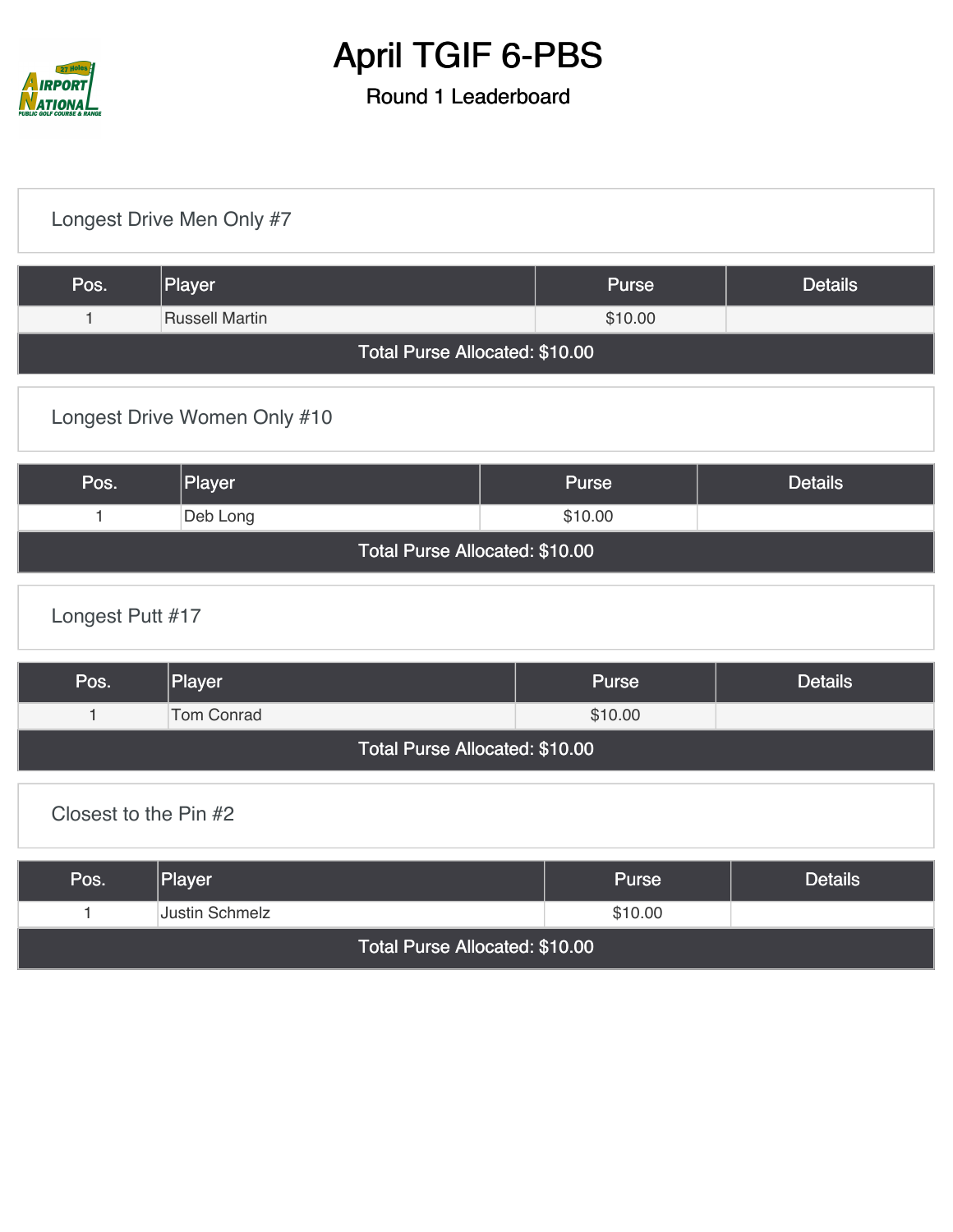# April TGIF 6-PBS

## Round 1 Leaderboard

### Longest Drive Men Only #7

| Pos. | Player | Purse | Details |
|---|---|---|---|
| 1 | Russell Martin | $10.00 | |

Total Purse Allocated: $10.00

### Longest Drive Women Only #10

| Pos. | Player | Purse | Details |
|---|---|---|---|
| 1 | Deb Long | $10.00 | |

Total Purse Allocated: $10.00

### Longest Putt #17

| Pos. | Player | Purse | Details |
|---|---|---|---|
| 1 | Tom Conrad | $10.00 | |

Total Purse Allocated: $10.00

### Closest to the Pin #2

| Pos. | Player | Purse | Details |
|---|---|---|---|
| 1 | Justin Schmelz | $10.00 | |

Total Purse Allocated: $10.00